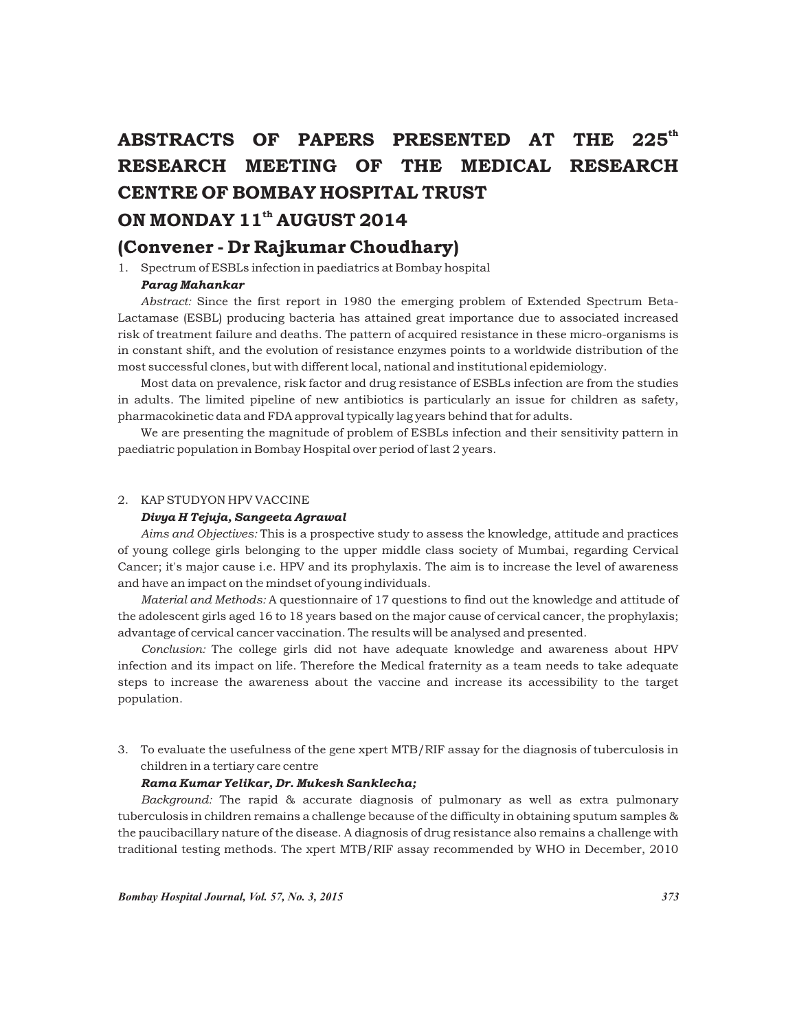# ABSTRACTS OF PAPERS PRESENTED AT THE 225th RESEARCH MEETING OF THE MEDICAL RESEARCH CENTRE OF BOMBAY HOSPITAL TRUST ON MONDAY 11th AUGUST 2014

## (Convener - Dr Rajkumar Choudhary)

1. Spectrum of ESBLs infection in paediatrics at Bombay hospital

***Parag Mahankar***

*Abstract:* Since the first report in 1980 the emerging problem of Extended Spectrum Beta-Lactamase (ESBL) producing bacteria has attained great importance due to associated increased risk of treatment failure and deaths. The pattern of acquired resistance in these micro-organisms is in constant shift, and the evolution of resistance enzymes points to a worldwide distribution of the most successful clones, but with different local, national and institutional epidemiology.

Most data on prevalence, risk factor and drug resistance of ESBLs infection are from the studies in adults. The limited pipeline of new antibiotics is particularly an issue for children as safety, pharmacokinetic data and FDA approval typically lag years behind that for adults.

We are presenting the magnitude of problem of ESBLs infection and their sensitivity pattern in paediatric population in Bombay Hospital over period of last 2 years.

2. KAP STUDYON HPV VACCINE

***Divya H Tejuja, Sangeeta Agrawal***

*Aims and Objectives:* This is a prospective study to assess the knowledge, attitude and practices of young college girls belonging to the upper middle class society of Mumbai, regarding Cervical Cancer; it's major cause i.e. HPV and its prophylaxis. The aim is to increase the level of awareness and have an impact on the mindset of young individuals.

*Material and Methods:* A questionnaire of 17 questions to find out the knowledge and attitude of the adolescent girls aged 16 to 18 years based on the major cause of cervical cancer, the prophylaxis; advantage of cervical cancer vaccination. The results will be analysed and presented.

*Conclusion:* The college girls did not have adequate knowledge and awareness about HPV infection and its impact on life. Therefore the Medical fraternity as a team needs to take adequate steps to increase the awareness about the vaccine and increase its accessibility to the target population.

3. To evaluate the usefulness of the gene xpert MTB/RIF assay for the diagnosis of tuberculosis in children in a tertiary care centre

***Rama Kumar Yelikar, Dr. Mukesh Sanklecha;***

*Background:* The rapid & accurate diagnosis of pulmonary as well as extra pulmonary tuberculosis in children remains a challenge because of the difficulty in obtaining sputum samples & the paucibacillary nature of the disease. A diagnosis of drug resistance also remains a challenge with traditional testing methods. The xpert MTB/RIF assay recommended by WHO in December, 2010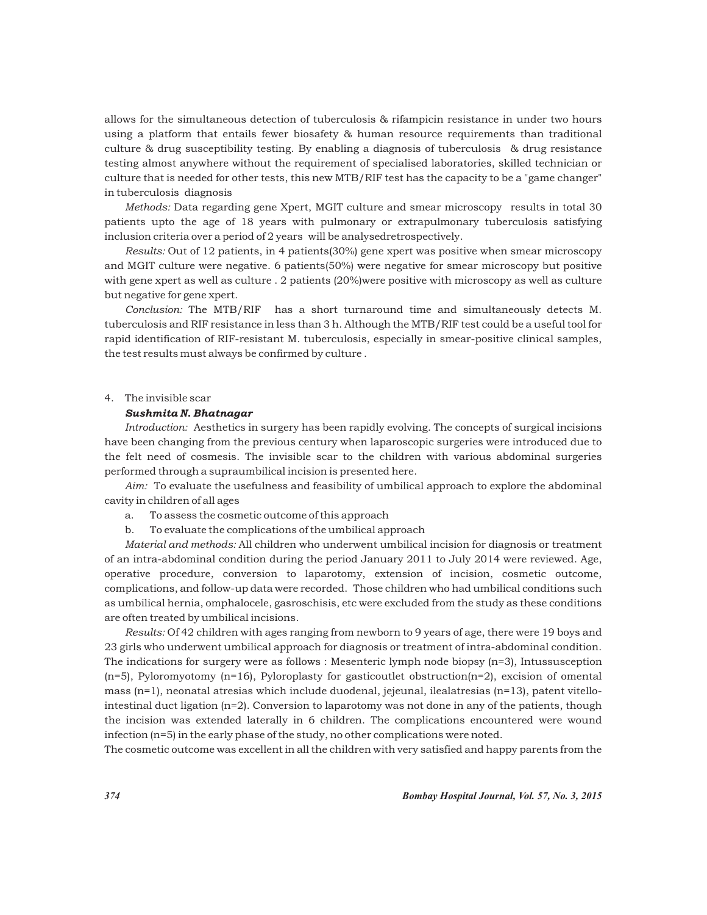allows for the simultaneous detection of tuberculosis & rifampicin resistance in under two hours using a platform that entails fewer biosafety & human resource requirements than traditional culture & drug susceptibility testing. By enabling a diagnosis of tuberculosis & drug resistance testing almost anywhere without the requirement of specialised laboratories, skilled technician or culture that is needed for other tests, this new MTB/RIF test has the capacity to be a "game changer" in tuberculosis diagnosis

*Methods:* Data regarding gene Xpert, MGIT culture and smear microscopy results in total 30 patients upto the age of 18 years with pulmonary or extrapulmonary tuberculosis satisfying inclusion criteria over a period of 2 years will be analysedretrospectively.

*Results:* Out of 12 patients, in 4 patients(30%) gene xpert was positive when smear microscopy and MGIT culture were negative. 6 patients(50%) were negative for smear microscopy but positive with gene xpert as well as culture . 2 patients (20%)were positive with microscopy as well as culture but negative for gene xpert.

*Conclusion:* The MTB/RIF has a short turnaround time and simultaneously detects M. tuberculosis and RIF resistance in less than 3 h. Although the MTB/RIF test could be a useful tool for rapid identification of RIF-resistant M. tuberculosis, especially in smear-positive clinical samples, the test results must always be confirmed by culture .

4. The invisible scar

***Sushmita N. Bhatnagar***

*Introduction:* Aesthetics in surgery has been rapidly evolving. The concepts of surgical incisions have been changing from the previous century when laparoscopic surgeries were introduced due to the felt need of cosmesis. The invisible scar to the children with various abdominal surgeries performed through a supraumbilical incision is presented here.

*Aim:* To evaluate the usefulness and feasibility of umbilical approach to explore the abdominal cavity in children of all ages

a. To assess the cosmetic outcome of this approach
b. To evaluate the complications of the umbilical approach

*Material and methods:* All children who underwent umbilical incision for diagnosis or treatment of an intra-abdominal condition during the period January 2011 to July 2014 were reviewed. Age, operative procedure, conversion to laparotomy, extension of incision, cosmetic outcome, complications, and follow-up data were recorded. Those children who had umbilical conditions such as umbilical hernia, omphalocele, gasroschisis, etc were excluded from the study as these conditions are often treated by umbilical incisions.

*Results:* Of 42 children with ages ranging from newborn to 9 years of age, there were 19 boys and 23 girls who underwent umbilical approach for diagnosis or treatment of intra-abdominal condition. The indications for surgery were as follows : Mesenteric lymph node biopsy (n=3), Intussusception (n=5), Pyloromyotomy (n=16), Pyloroplasty for gasticoutlet obstruction(n=2), excision of omental mass (n=1), neonatal atresias which include duodenal, jejeunal, ilealatresias (n=13), patent vitello-intestinal duct ligation (n=2). Conversion to laparotomy was not done in any of the patients, though the incision was extended laterally in 6 children. The complications encountered were wound infection (n=5) in the early phase of the study, no other complications were noted.

The cosmetic outcome was excellent in all the children with very satisfied and happy parents from the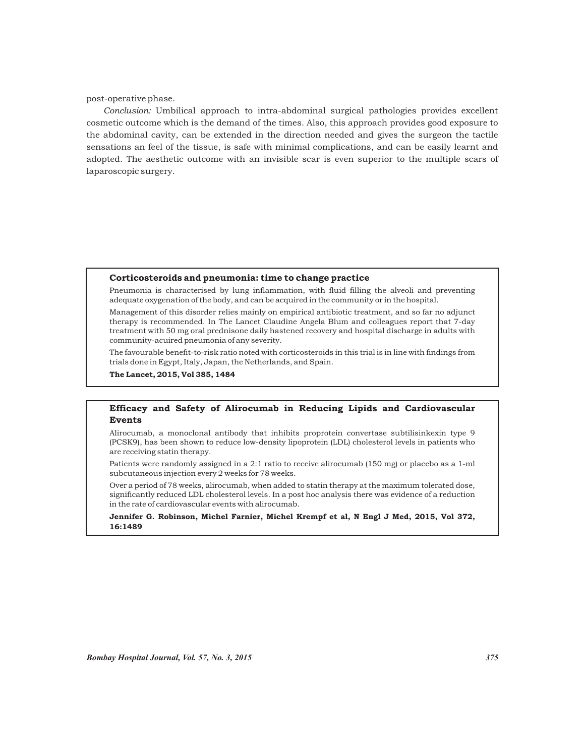post-operative phase.

*Conclusion:* Umbilical approach to intra-abdominal surgical pathologies provides excellent cosmetic outcome which is the demand of the times. Also, this approach provides good exposure to the abdominal cavity, can be extended in the direction needed and gives the surgeon the tactile sensations an feel of the tissue, is safe with minimal complications, and can be easily learnt and adopted. The aesthetic outcome with an invisible scar is even superior to the multiple scars of laparoscopic surgery.

**Corticosteroids and pneumonia: time to change practice**

Pneumonia is characterised by lung inflammation, with fluid filling the alveoli and preventing adequate oxygenation of the body, and can be acquired in the community or in the hospital.

Management of this disorder relies mainly on empirical antibiotic treatment, and so far no adjunct therapy is recommended. In The Lancet Claudine Angela Blum and colleagues report that 7-day treatment with 50 mg oral prednisone daily hastened recovery and hospital discharge in adults with community-acuired pneumonia of any severity.

The favourable benefit-to-risk ratio noted with corticosteroids in this trial is in line with findings from trials done in Egypt, Italy, Japan, the Netherlands, and Spain.

**The Lancet, 2015, Vol 385, 1484**

**Efficacy and Safety of Alirocumab in Reducing Lipids and Cardiovascular Events**

Alirocumab, a monoclonal antibody that inhibits proprotein convertase subtilisinkexin type 9 (PCSK9), has been shown to reduce low-density lipoprotein (LDL) cholesterol levels in patients who are receiving statin therapy.

Patients were randomly assigned in a 2:1 ratio to receive alirocumab (150 mg) or placebo as a 1-ml subcutaneous injection every 2 weeks for 78 weeks.

Over a period of 78 weeks, alirocumab, when added to statin therapy at the maximum tolerated dose, significantly reduced LDL cholesterol levels. In a post hoc analysis there was evidence of a reduction in the rate of cardiovascular events with alirocumab.

**Jennifer G. Robinson, Michel Farnier, Michel Krempf et al, N Engl J Med, 2015, Vol 372, 16:1489**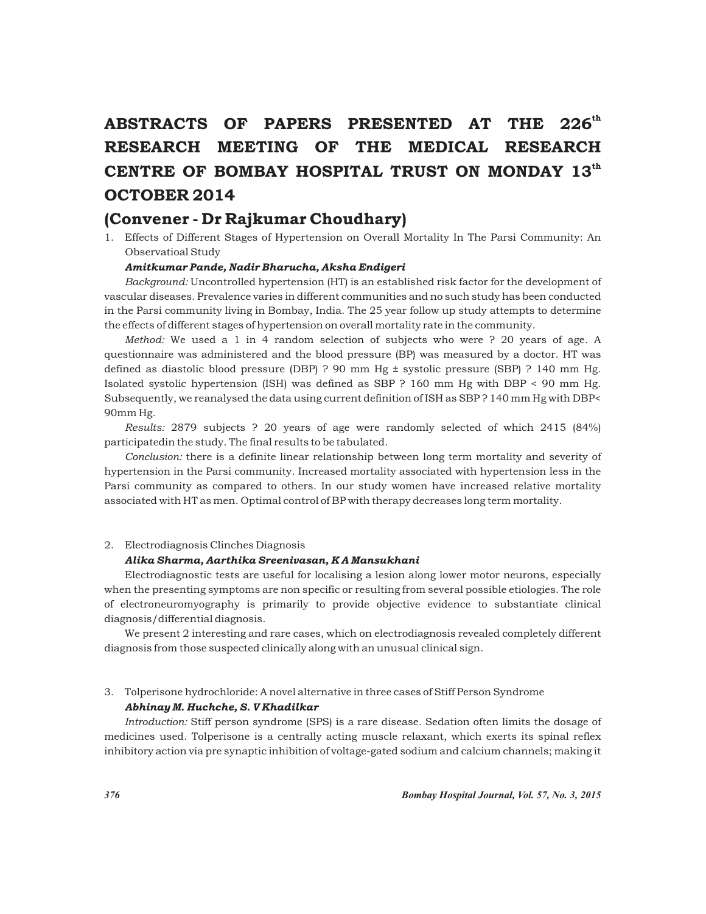# ABSTRACTS OF PAPERS PRESENTED AT THE 226th RESEARCH MEETING OF THE MEDICAL RESEARCH CENTRE OF BOMBAY HOSPITAL TRUST ON MONDAY 13th OCTOBER 2014

## (Convener - Dr Rajkumar Choudhary)

1. Effects of Different Stages of Hypertension on Overall Mortality In The Parsi Community: An Observatioal Study

   ***Amitkumar Pande, Nadir Bharucha, Aksha Endigeri***

   *Background:* Uncontrolled hypertension (HT) is an established risk factor for the development of vascular diseases. Prevalence varies in different communities and no such study has been conducted in the Parsi community living in Bombay, India. The 25 year follow up study attempts to determine the effects of different stages of hypertension on overall mortality rate in the community.

   *Method:* We used a 1 in 4 random selection of subjects who were ? 20 years of age. A questionnaire was administered and the blood pressure (BP) was measured by a doctor. HT was defined as diastolic blood pressure (DBP) ? 90 mm Hg ± systolic pressure (SBP) ? 140 mm Hg. Isolated systolic hypertension (ISH) was defined as SBP ? 160 mm Hg with DBP < 90 mm Hg. Subsequently, we reanalysed the data using current definition of ISH as SBP ? 140 mm Hg with DBP< 90mm Hg.

   *Results:* 2879 subjects ? 20 years of age were randomly selected of which 2415 (84%) participatedin the study. The final results to be tabulated.

   *Conclusion:* there is a definite linear relationship between long term mortality and severity of hypertension in the Parsi community. Increased mortality associated with hypertension less in the Parsi community as compared to others. In our study women have increased relative mortality associated with HT as men. Optimal control of BP with therapy decreases long term mortality.

2. Electrodiagnosis Clinches Diagnosis

   ***Alika Sharma, Aarthika Sreenivasan, K A Mansukhani***

   Electrodiagnostic tests are useful for localising a lesion along lower motor neurons, especially when the presenting symptoms are non specific or resulting from several possible etiologies. The role of electroneuromyography is primarily to provide objective evidence to substantiate clinical diagnosis/differential diagnosis.

   We present 2 interesting and rare cases, which on electrodiagnosis revealed completely different diagnosis from those suspected clinically along with an unusual clinical sign.

3. Tolperisone hydrochloride: A novel alternative in three cases of Stiff Person Syndrome

   ***Abhinay M. Huchche, S. V Khadilkar***

   *Introduction:* Stiff person syndrome (SPS) is a rare disease. Sedation often limits the dosage of medicines used. Tolperisone is a centrally acting muscle relaxant, which exerts its spinal reflex inhibitory action via pre synaptic inhibition of voltage-gated sodium and calcium channels; making it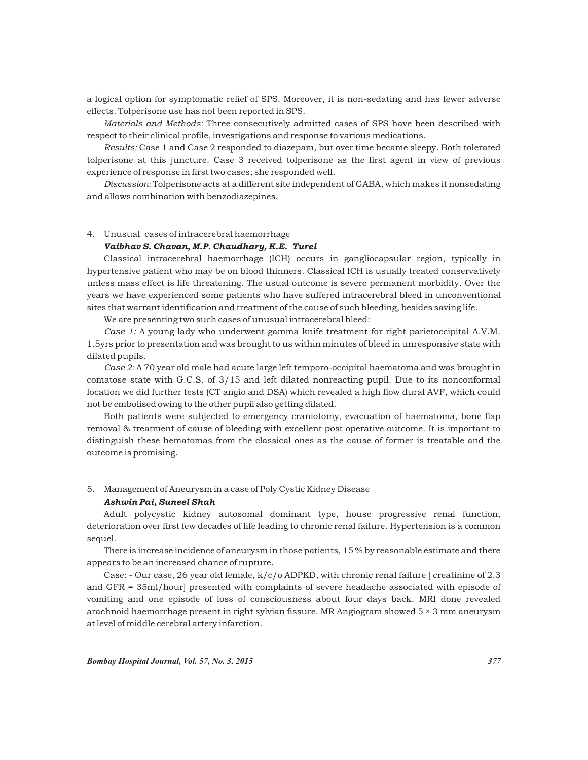a logical option for symptomatic relief of SPS. Moreover, it is non-sedating and has fewer adverse effects. Tolperisone use has not been reported in SPS.

*Materials and Methods:* Three consecutively admitted cases of SPS have been described with respect to their clinical profile, investigations and response to various medications.

*Results:* Case 1 and Case 2 responded to diazepam, but over time became sleepy. Both tolerated tolperisone at this juncture. Case 3 received tolperisone as the first agent in view of previous experience of response in first two cases; she responded well.

*Discussion:* Tolperisone acts at a different site independent of GABA, which makes it nonsedating and allows combination with benzodiazepines.

4. Unusual cases of intracerebral haemorrhage

***Vaibhav S. Chavan, M.P. Chaudhary, K.E. Turel***

Classical intracerebral haemorrhage (ICH) occurs in gangliocapsular region, typically in hypertensive patient who may be on blood thinners. Classical ICH is usually treated conservatively unless mass effect is life threatening. The usual outcome is severe permanent morbidity. Over the years we have experienced some patients who have suffered intracerebral bleed in unconventional sites that warrant identification and treatment of the cause of such bleeding, besides saving life.

We are presenting two such cases of unusual intracerebral bleed:

*Case 1:* A young lady who underwent gamma knife treatment for right parietoccipital A.V.M. 1.5yrs prior to presentation and was brought to us within minutes of bleed in unresponsive state with dilated pupils.

*Case 2:* A 70 year old male had acute large left temporo-occipital haematoma and was brought in comatose state with G.C.S. of 3/15 and left dilated nonreacting pupil. Due to its nonconformal location we did further tests (CT angio and DSA) which revealed a high flow dural AVF, which could not be embolised owing to the other pupil also getting dilated.

Both patients were subjected to emergency craniotomy, evacuation of haematoma, bone flap removal & treatment of cause of bleeding with excellent post operative outcome. It is important to distinguish these hematomas from the classical ones as the cause of former is treatable and the outcome is promising.

5. Management of Aneurysm in a case of Poly Cystic Kidney Disease

***Ashwin Pai, Suneel Shah***

Adult polycystic kidney autosomal dominant type, house progressive renal function, deterioration over first few decades of life leading to chronic renal failure. Hypertension is a common sequel.

There is increase incidence of aneurysm in those patients, 15 % by reasonable estimate and there appears to be an increased chance of rupture.

Case: - Our case, 26 year old female, k/c/o ADPKD, with chronic renal failure [ creatinine of 2.3 and GFR = 35ml/hour] presented with complaints of severe headache associated with episode of vomiting and one episode of loss of consciousness about four days back. MRI done revealed arachnoid haemorrhage present in right sylvian fissure. MR Angiogram showed 5 × 3 mm aneurysm at level of middle cerebral artery infarction.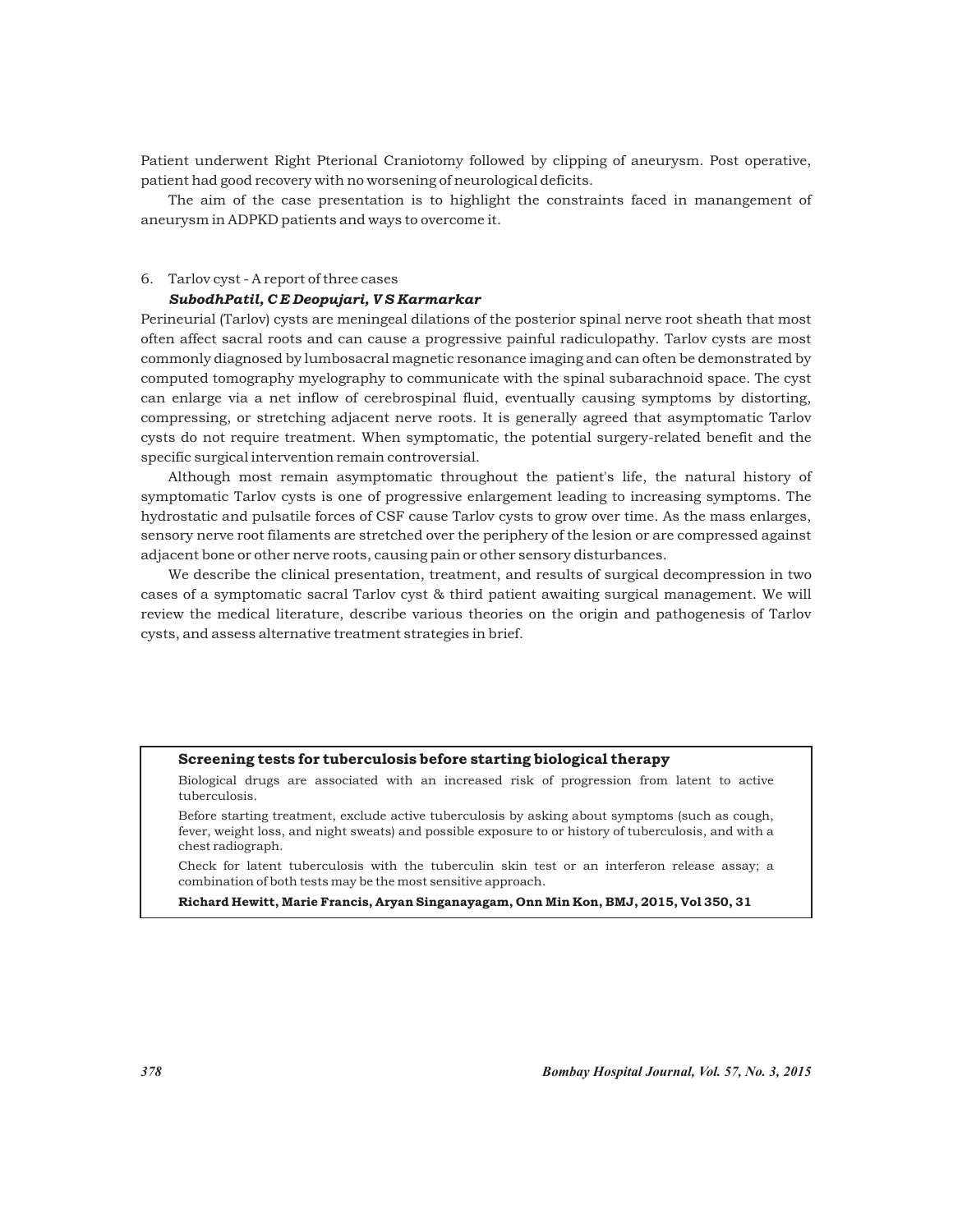Patient underwent Right Pterional Craniotomy followed by clipping of aneurysm. Post operative, patient had good recovery with no worsening of neurological deficits.

The aim of the case presentation is to highlight the constraints faced in manangement of aneurysm in ADPKD patients and ways to overcome it.

6. Tarlov cyst - A report of three cases

***SubodhPatil, C E Deopujari, V S Karmarkar***

Perineurial (Tarlov) cysts are meningeal dilations of the posterior spinal nerve root sheath that most often affect sacral roots and can cause a progressive painful radiculopathy. Tarlov cysts are most commonly diagnosed by lumbosacral magnetic resonance imaging and can often be demonstrated by computed tomography myelography to communicate with the spinal subarachnoid space. The cyst can enlarge via a net inflow of cerebrospinal fluid, eventually causing symptoms by distorting, compressing, or stretching adjacent nerve roots. It is generally agreed that asymptomatic Tarlov cysts do not require treatment. When symptomatic, the potential surgery-related benefit and the specific surgical intervention remain controversial.

Although most remain asymptomatic throughout the patient's life, the natural history of symptomatic Tarlov cysts is one of progressive enlargement leading to increasing symptoms. The hydrostatic and pulsatile forces of CSF cause Tarlov cysts to grow over time. As the mass enlarges, sensory nerve root filaments are stretched over the periphery of the lesion or are compressed against adjacent bone or other nerve roots, causing pain or other sensory disturbances.

We describe the clinical presentation, treatment, and results of surgical decompression in two cases of a symptomatic sacral Tarlov cyst & third patient awaiting surgical management. We will review the medical literature, describe various theories on the origin and pathogenesis of Tarlov cysts, and assess alternative treatment strategies in brief.

**Screening tests for tuberculosis before starting biological therapy**

Biological drugs are associated with an increased risk of progression from latent to active tuberculosis.

Before starting treatment, exclude active tuberculosis by asking about symptoms (such as cough, fever, weight loss, and night sweats) and possible exposure to or history of tuberculosis, and with a chest radiograph.

Check for latent tuberculosis with the tuberculin skin test or an interferon release assay; a combination of both tests may be the most sensitive approach.

**Richard Hewitt, Marie Francis, Aryan Singanayagam, Onn Min Kon, BMJ, 2015, Vol 350, 31**